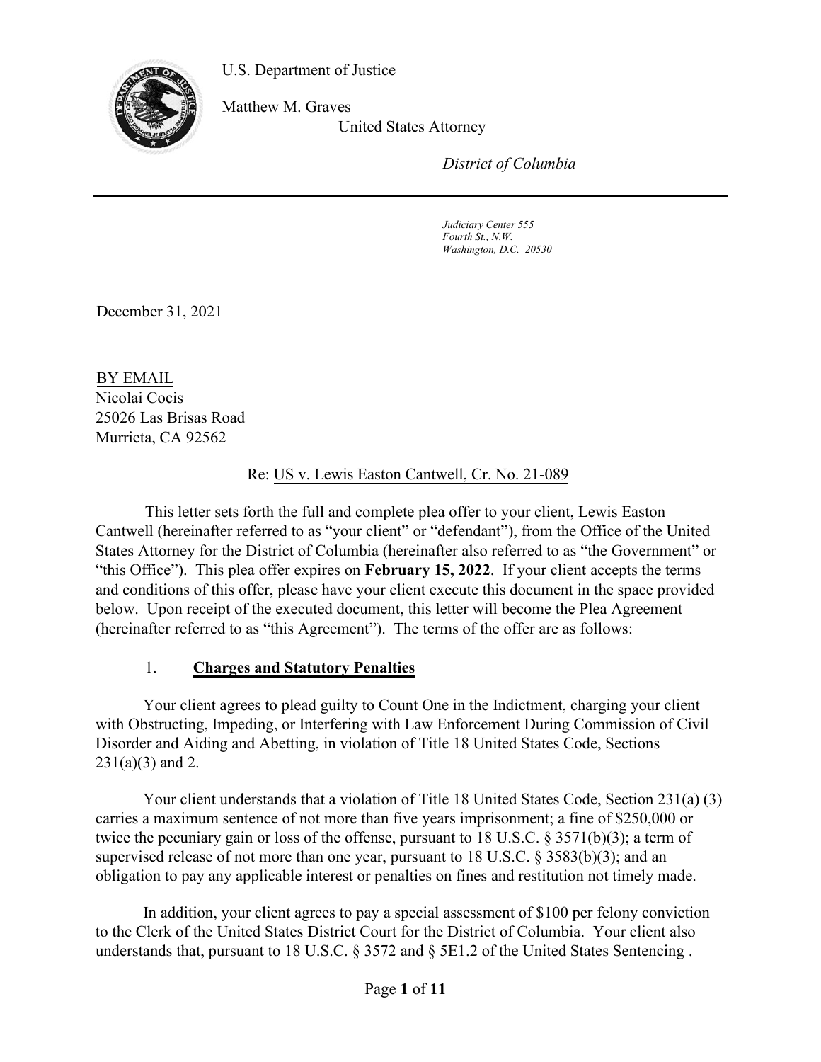U.S. Department of Justice

Matthew M. Graves
United States Attorney

*District of Columbia*

*Judiciary Center 555*
*Fourth St., N.W.*
*Washington, D.C. 20530*

December 31, 2021

BY EMAIL
Nicolai Cocis
25026 Las Brisas Road
Murrieta, CA 92562

Re: US v. Lewis Easton Cantwell, Cr. No. 21-089

This letter sets forth the full and complete plea offer to your client, Lewis Easton Cantwell (hereinafter referred to as "your client" or "defendant"), from the Office of the United States Attorney for the District of Columbia (hereinafter also referred to as "the Government" or "this Office"). This plea offer expires on **February 15, 2022**. If your client accepts the terms and conditions of this offer, please have your client execute this document in the space provided below. Upon receipt of the executed document, this letter will become the Plea Agreement (hereinafter referred to as "this Agreement"). The terms of the offer are as follows:

## 1. **Charges and Statutory Penalties**

Your client agrees to plead guilty to Count One in the Indictment, charging your client with Obstructing, Impeding, or Interfering with Law Enforcement During Commission of Civil Disorder and Aiding and Abetting, in violation of Title 18 United States Code, Sections 231(a)(3) and 2.

Your client understands that a violation of Title 18 United States Code, Section 231(a) (3) carries a maximum sentence of not more than five years imprisonment; a fine of $250,000 or twice the pecuniary gain or loss of the offense, pursuant to 18 U.S.C. § 3571(b)(3); a term of supervised release of not more than one year, pursuant to 18 U.S.C. § 3583(b)(3); and an obligation to pay any applicable interest or penalties on fines and restitution not timely made.

In addition, your client agrees to pay a special assessment of $100 per felony conviction to the Clerk of the United States District Court for the District of Columbia. Your client also understands that, pursuant to 18 U.S.C. § 3572 and § 5E1.2 of the United States Sentencing .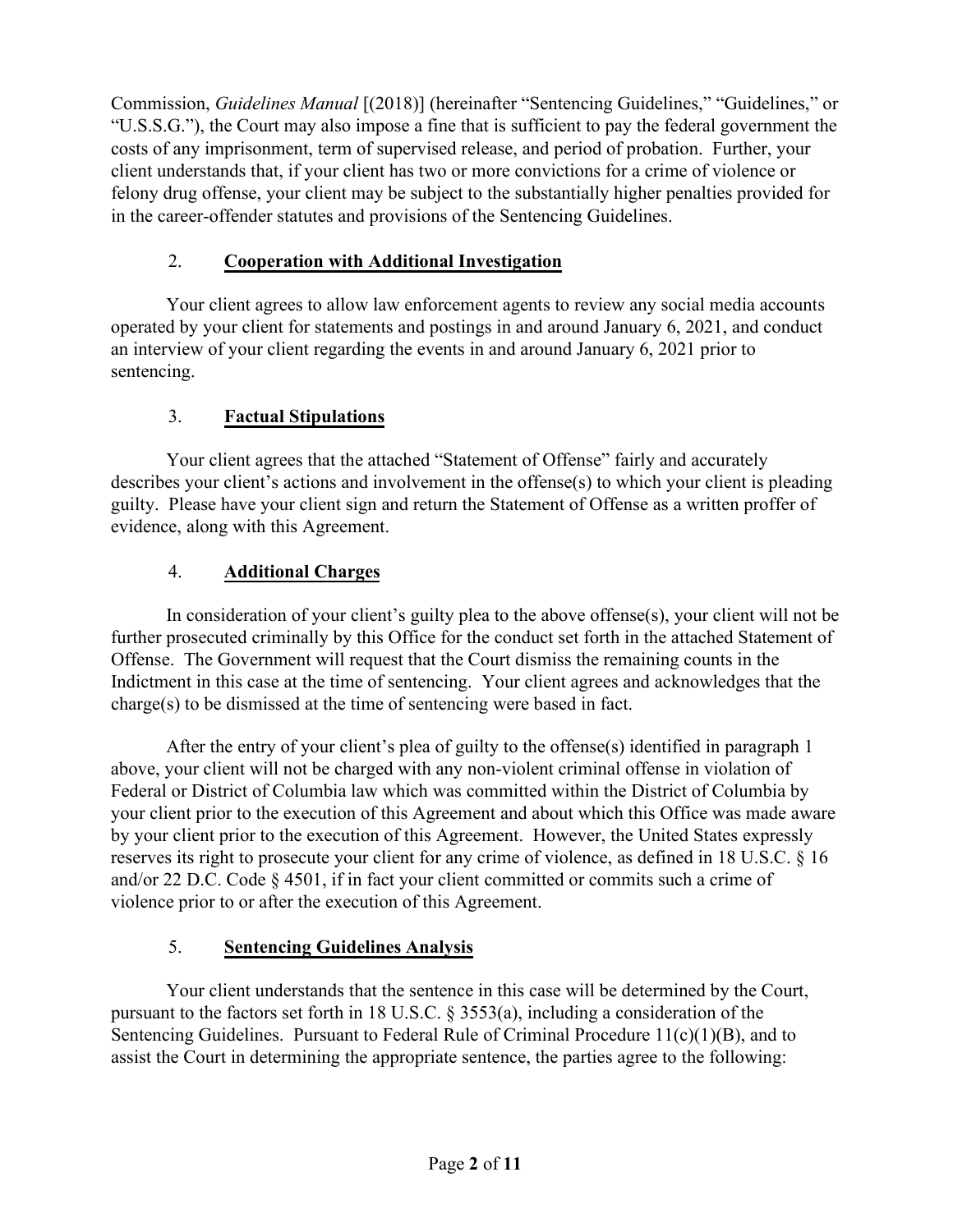Commission, *Guidelines Manual* [(2018)] (hereinafter "Sentencing Guidelines," "Guidelines," or "U.S.S.G."), the Court may also impose a fine that is sufficient to pay the federal government the costs of any imprisonment, term of supervised release, and period of probation. Further, your client understands that, if your client has two or more convictions for a crime of violence or felony drug offense, your client may be subject to the substantially higher penalties provided for in the career-offender statutes and provisions of the Sentencing Guidelines.

## 2. **Cooperation with Additional Investigation**

Your client agrees to allow law enforcement agents to review any social media accounts operated by your client for statements and postings in and around January 6, 2021, and conduct an interview of your client regarding the events in and around January 6, 2021 prior to sentencing.

## 3. **Factual Stipulations**

Your client agrees that the attached "Statement of Offense" fairly and accurately describes your client's actions and involvement in the offense(s) to which your client is pleading guilty. Please have your client sign and return the Statement of Offense as a written proffer of evidence, along with this Agreement.

## 4. **Additional Charges**

In consideration of your client's guilty plea to the above offense(s), your client will not be further prosecuted criminally by this Office for the conduct set forth in the attached Statement of Offense. The Government will request that the Court dismiss the remaining counts in the Indictment in this case at the time of sentencing. Your client agrees and acknowledges that the charge(s) to be dismissed at the time of sentencing were based in fact.

After the entry of your client's plea of guilty to the offense(s) identified in paragraph 1 above, your client will not be charged with any non-violent criminal offense in violation of Federal or District of Columbia law which was committed within the District of Columbia by your client prior to the execution of this Agreement and about which this Office was made aware by your client prior to the execution of this Agreement. However, the United States expressly reserves its right to prosecute your client for any crime of violence, as defined in 18 U.S.C. § 16 and/or 22 D.C. Code § 4501, if in fact your client committed or commits such a crime of violence prior to or after the execution of this Agreement.

## 5. **Sentencing Guidelines Analysis**

Your client understands that the sentence in this case will be determined by the Court, pursuant to the factors set forth in 18 U.S.C. § 3553(a), including a consideration of the Sentencing Guidelines. Pursuant to Federal Rule of Criminal Procedure 11(c)(1)(B), and to assist the Court in determining the appropriate sentence, the parties agree to the following: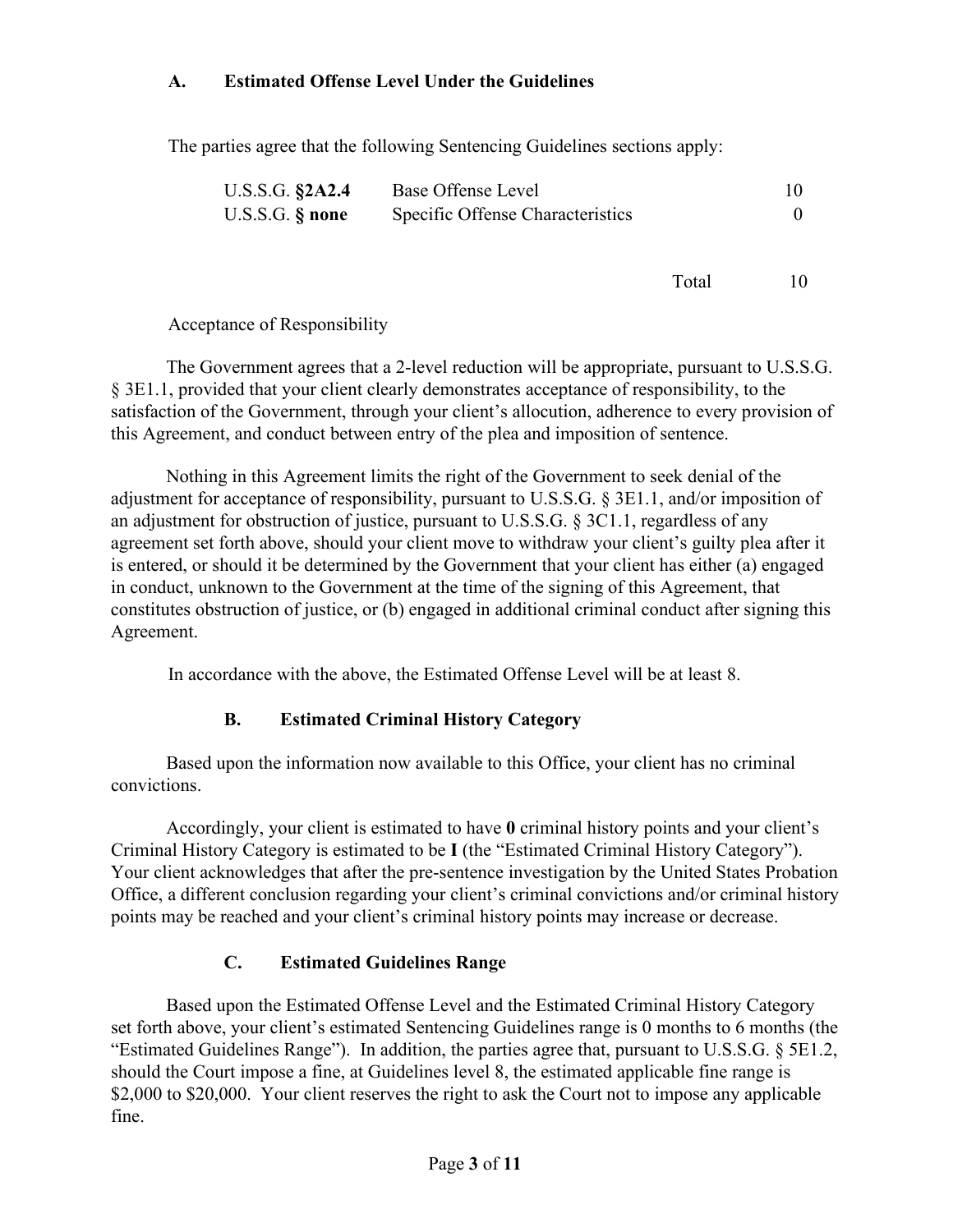### A. Estimated Offense Level Under the Guidelines

The parties agree that the following Sentencing Guidelines sections apply:

| | | |
|---|---|---|
| U.S.S.G. **§2A2.4** | Base Offense Level | 10 |
| U.S.S.G. **§ none** | Specific Offense Characteristics | 0 |
| | Total | 10 |

Acceptance of Responsibility

The Government agrees that a 2-level reduction will be appropriate, pursuant to U.S.S.G. § 3E1.1, provided that your client clearly demonstrates acceptance of responsibility, to the satisfaction of the Government, through your client's allocution, adherence to every provision of this Agreement, and conduct between entry of the plea and imposition of sentence.

Nothing in this Agreement limits the right of the Government to seek denial of the adjustment for acceptance of responsibility, pursuant to U.S.S.G. § 3E1.1, and/or imposition of an adjustment for obstruction of justice, pursuant to U.S.S.G. § 3C1.1, regardless of any agreement set forth above, should your client move to withdraw your client's guilty plea after it is entered, or should it be determined by the Government that your client has either (a) engaged in conduct, unknown to the Government at the time of the signing of this Agreement, that constitutes obstruction of justice, or (b) engaged in additional criminal conduct after signing this Agreement.

In accordance with the above, the Estimated Offense Level will be at least 8.

### B. Estimated Criminal History Category

Based upon the information now available to this Office, your client has no criminal convictions.

Accordingly, your client is estimated to have **0** criminal history points and your client's Criminal History Category is estimated to be **I** (the "Estimated Criminal History Category"). Your client acknowledges that after the pre-sentence investigation by the United States Probation Office, a different conclusion regarding your client's criminal convictions and/or criminal history points may be reached and your client's criminal history points may increase or decrease.

### C. Estimated Guidelines Range

Based upon the Estimated Offense Level and the Estimated Criminal History Category set forth above, your client's estimated Sentencing Guidelines range is 0 months to 6 months (the "Estimated Guidelines Range"). In addition, the parties agree that, pursuant to U.S.S.G. § 5E1.2, should the Court impose a fine, at Guidelines level 8, the estimated applicable fine range is $2,000 to $20,000. Your client reserves the right to ask the Court not to impose any applicable fine.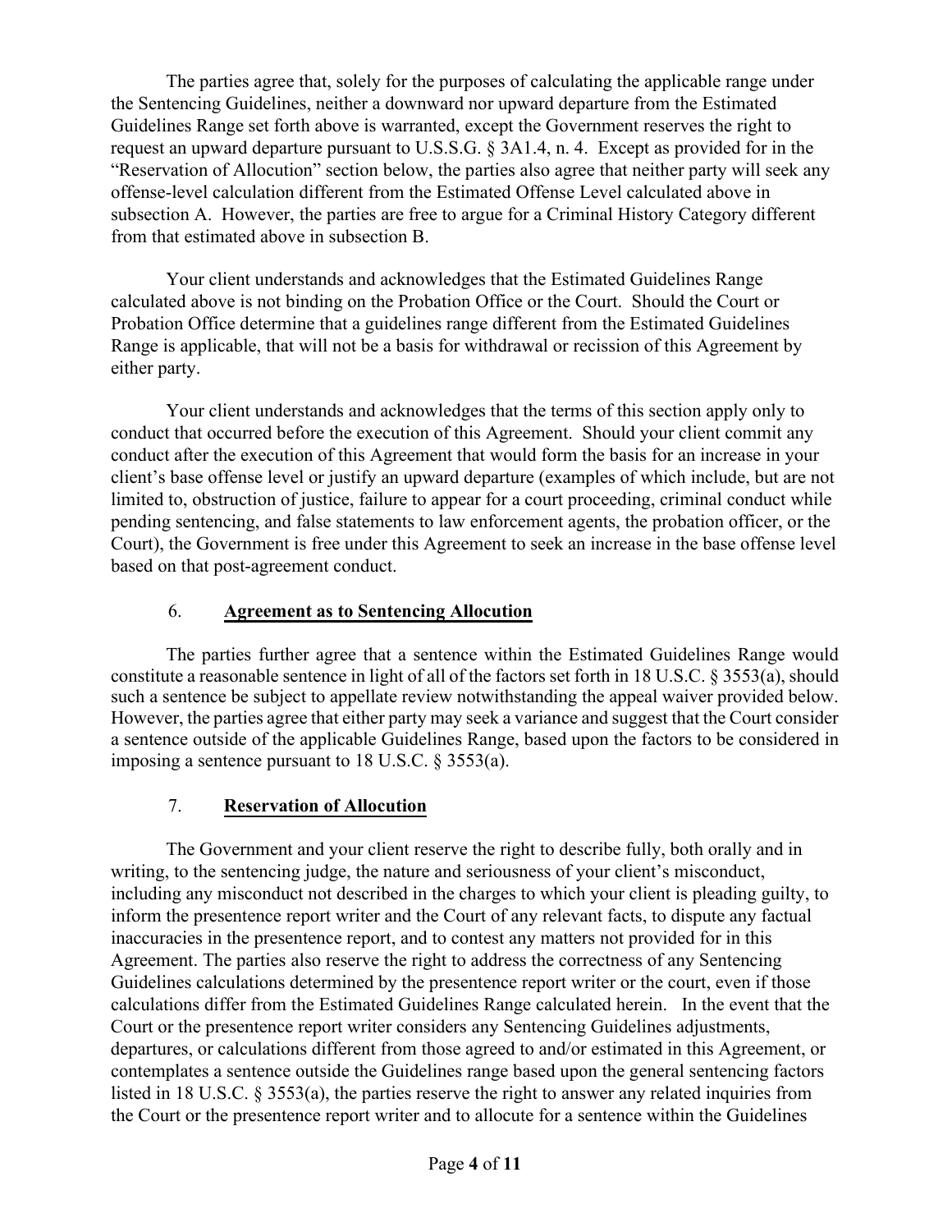The parties agree that, solely for the purposes of calculating the applicable range under the Sentencing Guidelines, neither a downward nor upward departure from the Estimated Guidelines Range set forth above is warranted, except the Government reserves the right to request an upward departure pursuant to U.S.S.G. § 3A1.4, n. 4. Except as provided for in the "Reservation of Allocution" section below, the parties also agree that neither party will seek any offense-level calculation different from the Estimated Offense Level calculated above in subsection A. However, the parties are free to argue for a Criminal History Category different from that estimated above in subsection B.

Your client understands and acknowledges that the Estimated Guidelines Range calculated above is not binding on the Probation Office or the Court. Should the Court or Probation Office determine that a guidelines range different from the Estimated Guidelines Range is applicable, that will not be a basis for withdrawal or recission of this Agreement by either party.

Your client understands and acknowledges that the terms of this section apply only to conduct that occurred before the execution of this Agreement. Should your client commit any conduct after the execution of this Agreement that would form the basis for an increase in your client's base offense level or justify an upward departure (examples of which include, but are not limited to, obstruction of justice, failure to appear for a court proceeding, criminal conduct while pending sentencing, and false statements to law enforcement agents, the probation officer, or the Court), the Government is free under this Agreement to seek an increase in the base offense level based on that post-agreement conduct.

## 6. **Agreement as to Sentencing Allocution**

The parties further agree that a sentence within the Estimated Guidelines Range would constitute a reasonable sentence in light of all of the factors set forth in 18 U.S.C. § 3553(a), should such a sentence be subject to appellate review notwithstanding the appeal waiver provided below. However, the parties agree that either party may seek a variance and suggest that the Court consider a sentence outside of the applicable Guidelines Range, based upon the factors to be considered in imposing a sentence pursuant to 18 U.S.C. § 3553(a).

## 7. **Reservation of Allocution**

The Government and your client reserve the right to describe fully, both orally and in writing, to the sentencing judge, the nature and seriousness of your client's misconduct, including any misconduct not described in the charges to which your client is pleading guilty, to inform the presentence report writer and the Court of any relevant facts, to dispute any factual inaccuracies in the presentence report, and to contest any matters not provided for in this Agreement. The parties also reserve the right to address the correctness of any Sentencing Guidelines calculations determined by the presentence report writer or the court, even if those calculations differ from the Estimated Guidelines Range calculated herein. In the event that the Court or the presentence report writer considers any Sentencing Guidelines adjustments, departures, or calculations different from those agreed to and/or estimated in this Agreement, or contemplates a sentence outside the Guidelines range based upon the general sentencing factors listed in 18 U.S.C. § 3553(a), the parties reserve the right to answer any related inquiries from the Court or the presentence report writer and to allocute for a sentence within the Guidelines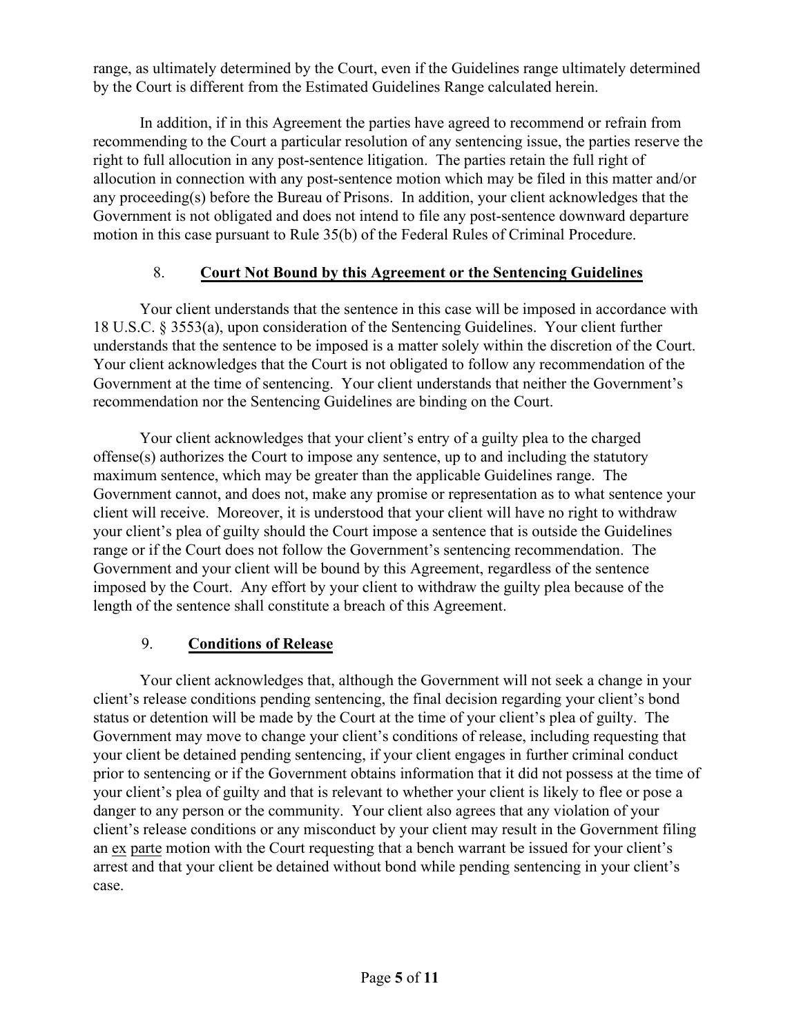range, as ultimately determined by the Court, even if the Guidelines range ultimately determined by the Court is different from the Estimated Guidelines Range calculated herein.

In addition, if in this Agreement the parties have agreed to recommend or refrain from recommending to the Court a particular resolution of any sentencing issue, the parties reserve the right to full allocution in any post-sentence litigation. The parties retain the full right of allocution in connection with any post-sentence motion which may be filed in this matter and/or any proceeding(s) before the Bureau of Prisons. In addition, your client acknowledges that the Government is not obligated and does not intend to file any post-sentence downward departure motion in this case pursuant to Rule 35(b) of the Federal Rules of Criminal Procedure.

## 8. **Court Not Bound by this Agreement or the Sentencing Guidelines**

Your client understands that the sentence in this case will be imposed in accordance with 18 U.S.C. § 3553(a), upon consideration of the Sentencing Guidelines. Your client further understands that the sentence to be imposed is a matter solely within the discretion of the Court. Your client acknowledges that the Court is not obligated to follow any recommendation of the Government at the time of sentencing. Your client understands that neither the Government's recommendation nor the Sentencing Guidelines are binding on the Court.

Your client acknowledges that your client's entry of a guilty plea to the charged offense(s) authorizes the Court to impose any sentence, up to and including the statutory maximum sentence, which may be greater than the applicable Guidelines range. The Government cannot, and does not, make any promise or representation as to what sentence your client will receive. Moreover, it is understood that your client will have no right to withdraw your client's plea of guilty should the Court impose a sentence that is outside the Guidelines range or if the Court does not follow the Government's sentencing recommendation. The Government and your client will be bound by this Agreement, regardless of the sentence imposed by the Court. Any effort by your client to withdraw the guilty plea because of the length of the sentence shall constitute a breach of this Agreement.

## 9. **Conditions of Release**

Your client acknowledges that, although the Government will not seek a change in your client's release conditions pending sentencing, the final decision regarding your client's bond status or detention will be made by the Court at the time of your client's plea of guilty. The Government may move to change your client's conditions of release, including requesting that your client be detained pending sentencing, if your client engages in further criminal conduct prior to sentencing or if the Government obtains information that it did not possess at the time of your client's plea of guilty and that is relevant to whether your client is likely to flee or pose a danger to any person or the community. Your client also agrees that any violation of your client's release conditions or any misconduct by your client may result in the Government filing an ex parte motion with the Court requesting that a bench warrant be issued for your client's arrest and that your client be detained without bond while pending sentencing in your client's case.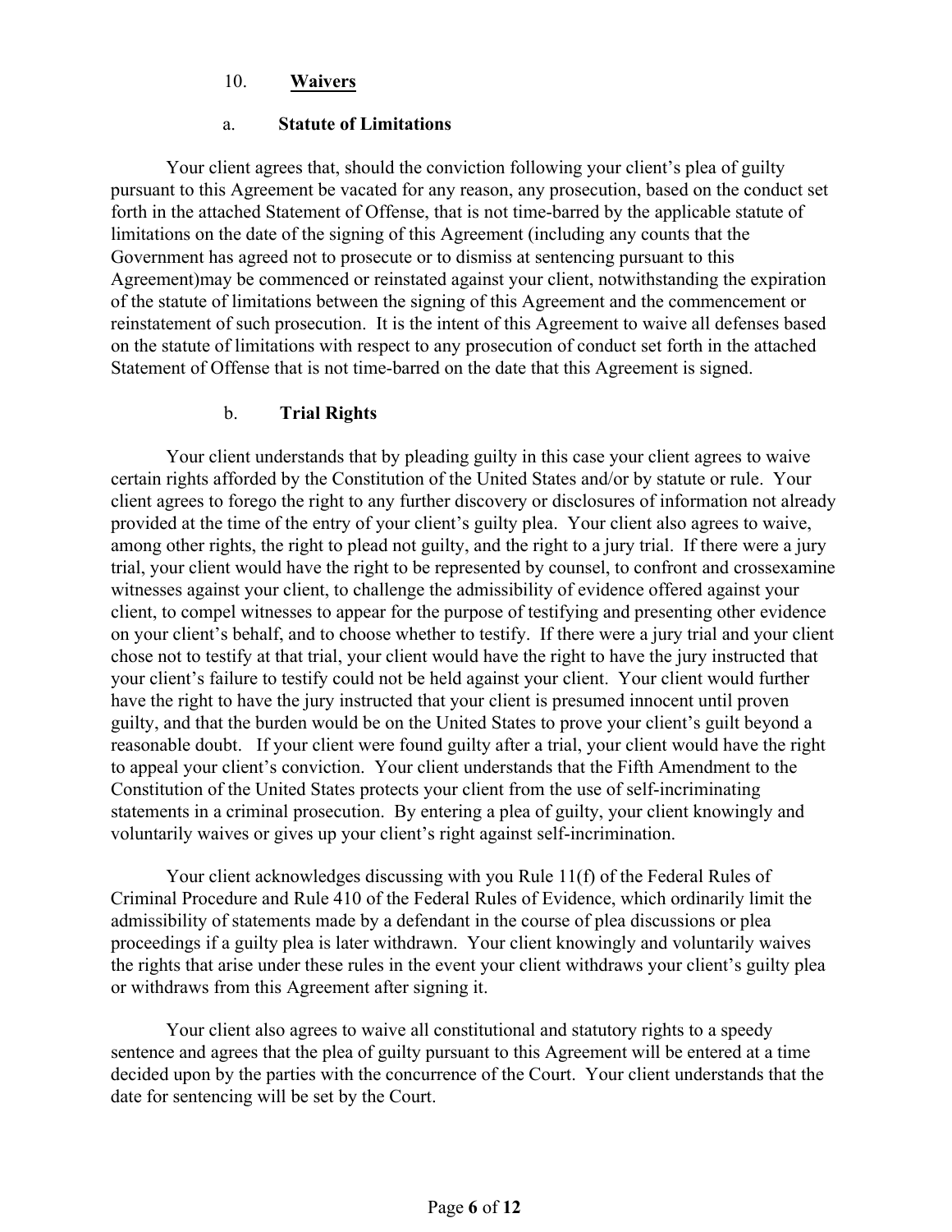## 10. **Waivers**

### a. **Statute of Limitations**

Your client agrees that, should the conviction following your client's plea of guilty pursuant to this Agreement be vacated for any reason, any prosecution, based on the conduct set forth in the attached Statement of Offense, that is not time-barred by the applicable statute of limitations on the date of the signing of this Agreement (including any counts that the Government has agreed not to prosecute or to dismiss at sentencing pursuant to this Agreement)may be commenced or reinstated against your client, notwithstanding the expiration of the statute of limitations between the signing of this Agreement and the commencement or reinstatement of such prosecution. It is the intent of this Agreement to waive all defenses based on the statute of limitations with respect to any prosecution of conduct set forth in the attached Statement of Offense that is not time-barred on the date that this Agreement is signed.

### b. **Trial Rights**

Your client understands that by pleading guilty in this case your client agrees to waive certain rights afforded by the Constitution of the United States and/or by statute or rule. Your client agrees to forego the right to any further discovery or disclosures of information not already provided at the time of the entry of your client's guilty plea. Your client also agrees to waive, among other rights, the right to plead not guilty, and the right to a jury trial. If there were a jury trial, your client would have the right to be represented by counsel, to confront and crossexamine witnesses against your client, to challenge the admissibility of evidence offered against your client, to compel witnesses to appear for the purpose of testifying and presenting other evidence on your client's behalf, and to choose whether to testify. If there were a jury trial and your client chose not to testify at that trial, your client would have the right to have the jury instructed that your client's failure to testify could not be held against your client. Your client would further have the right to have the jury instructed that your client is presumed innocent until proven guilty, and that the burden would be on the United States to prove your client's guilt beyond a reasonable doubt. If your client were found guilty after a trial, your client would have the right to appeal your client's conviction. Your client understands that the Fifth Amendment to the Constitution of the United States protects your client from the use of self-incriminating statements in a criminal prosecution. By entering a plea of guilty, your client knowingly and voluntarily waives or gives up your client's right against self-incrimination.

Your client acknowledges discussing with you Rule 11(f) of the Federal Rules of Criminal Procedure and Rule 410 of the Federal Rules of Evidence, which ordinarily limit the admissibility of statements made by a defendant in the course of plea discussions or plea proceedings if a guilty plea is later withdrawn. Your client knowingly and voluntarily waives the rights that arise under these rules in the event your client withdraws your client's guilty plea or withdraws from this Agreement after signing it.

Your client also agrees to waive all constitutional and statutory rights to a speedy sentence and agrees that the plea of guilty pursuant to this Agreement will be entered at a time decided upon by the parties with the concurrence of the Court. Your client understands that the date for sentencing will be set by the Court.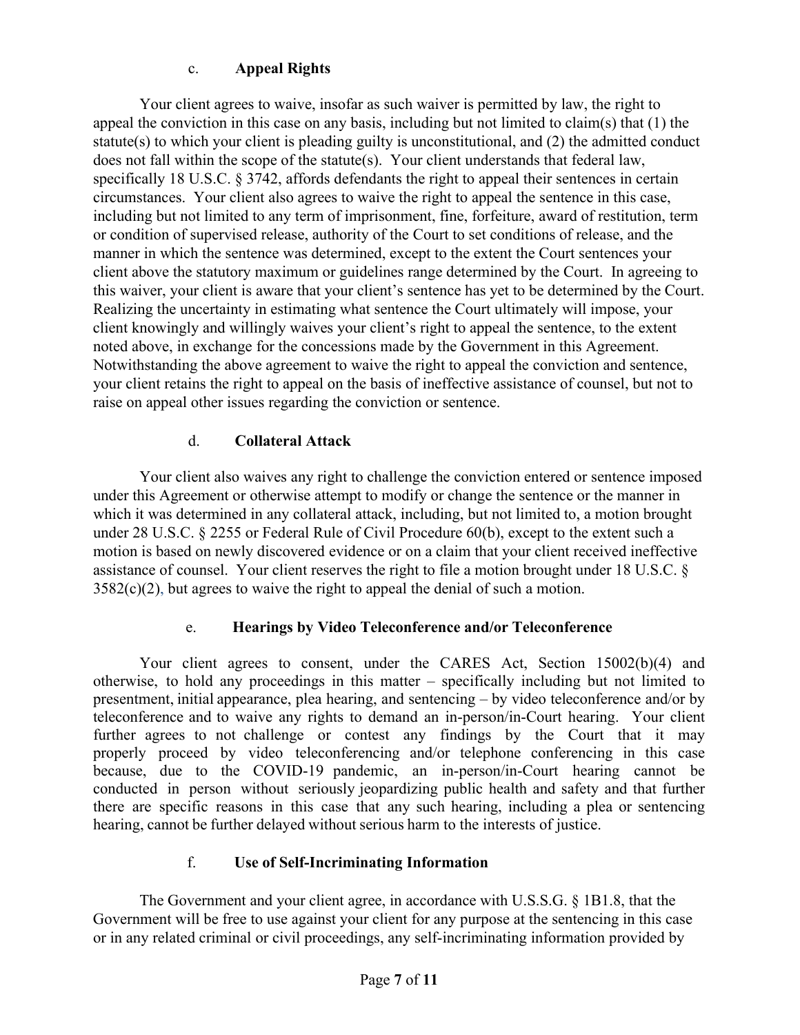### c. **Appeal Rights**

Your client agrees to waive, insofar as such waiver is permitted by law, the right to appeal the conviction in this case on any basis, including but not limited to claim(s) that (1) the statute(s) to which your client is pleading guilty is unconstitutional, and (2) the admitted conduct does not fall within the scope of the statute(s). Your client understands that federal law, specifically 18 U.S.C. § 3742, affords defendants the right to appeal their sentences in certain circumstances. Your client also agrees to waive the right to appeal the sentence in this case, including but not limited to any term of imprisonment, fine, forfeiture, award of restitution, term or condition of supervised release, authority of the Court to set conditions of release, and the manner in which the sentence was determined, except to the extent the Court sentences your client above the statutory maximum or guidelines range determined by the Court. In agreeing to this waiver, your client is aware that your client's sentence has yet to be determined by the Court. Realizing the uncertainty in estimating what sentence the Court ultimately will impose, your client knowingly and willingly waives your client's right to appeal the sentence, to the extent noted above, in exchange for the concessions made by the Government in this Agreement. Notwithstanding the above agreement to waive the right to appeal the conviction and sentence, your client retains the right to appeal on the basis of ineffective assistance of counsel, but not to raise on appeal other issues regarding the conviction or sentence.

### d. **Collateral Attack**

Your client also waives any right to challenge the conviction entered or sentence imposed under this Agreement or otherwise attempt to modify or change the sentence or the manner in which it was determined in any collateral attack, including, but not limited to, a motion brought under 28 U.S.C. § 2255 or Federal Rule of Civil Procedure 60(b), except to the extent such a motion is based on newly discovered evidence or on a claim that your client received ineffective assistance of counsel. Your client reserves the right to file a motion brought under 18 U.S.C. § 3582(c)(2), but agrees to waive the right to appeal the denial of such a motion.

### e. **Hearings by Video Teleconference and/or Teleconference**

Your client agrees to consent, under the CARES Act, Section 15002(b)(4) and otherwise, to hold any proceedings in this matter – specifically including but not limited to presentment, initial appearance, plea hearing, and sentencing – by video teleconference and/or by teleconference and to waive any rights to demand an in-person/in-Court hearing. Your client further agrees to not challenge or contest any findings by the Court that it may properly proceed by video teleconferencing and/or telephone conferencing in this case because, due to the COVID-19 pandemic, an in-person/in-Court hearing cannot be conducted in person without seriously jeopardizing public health and safety and that further there are specific reasons in this case that any such hearing, including a plea or sentencing hearing, cannot be further delayed without serious harm to the interests of justice.

### f. **Use of Self-Incriminating Information**

The Government and your client agree, in accordance with U.S.S.G. § 1B1.8, that the Government will be free to use against your client for any purpose at the sentencing in this case or in any related criminal or civil proceedings, any self-incriminating information provided by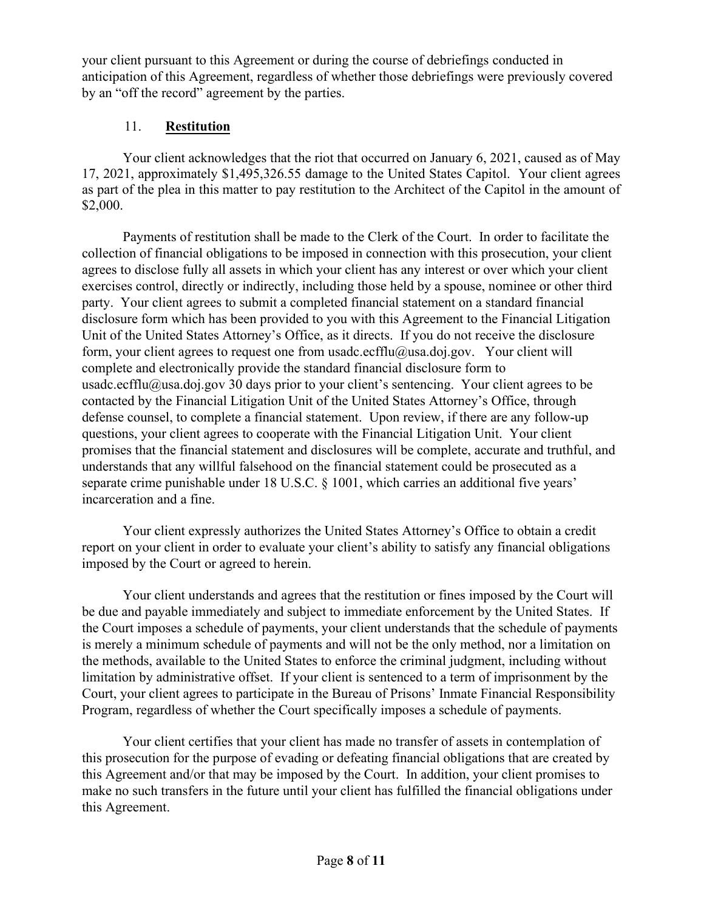your client pursuant to this Agreement or during the course of debriefings conducted in anticipation of this Agreement, regardless of whether those debriefings were previously covered by an "off the record" agreement by the parties.

11. **Restitution**

Your client acknowledges that the riot that occurred on January 6, 2021, caused as of May 17, 2021, approximately $1,495,326.55 damage to the United States Capitol. Your client agrees as part of the plea in this matter to pay restitution to the Architect of the Capitol in the amount of $2,000.

Payments of restitution shall be made to the Clerk of the Court. In order to facilitate the collection of financial obligations to be imposed in connection with this prosecution, your client agrees to disclose fully all assets in which your client has any interest or over which your client exercises control, directly or indirectly, including those held by a spouse, nominee or other third party. Your client agrees to submit a completed financial statement on a standard financial disclosure form which has been provided to you with this Agreement to the Financial Litigation Unit of the United States Attorney's Office, as it directs. If you do not receive the disclosure form, your client agrees to request one from usadc.ecfflu@usa.doj.gov. Your client will complete and electronically provide the standard financial disclosure form to usadc.ecfflu@usa.doj.gov 30 days prior to your client's sentencing. Your client agrees to be contacted by the Financial Litigation Unit of the United States Attorney's Office, through defense counsel, to complete a financial statement. Upon review, if there are any follow-up questions, your client agrees to cooperate with the Financial Litigation Unit. Your client promises that the financial statement and disclosures will be complete, accurate and truthful, and understands that any willful falsehood on the financial statement could be prosecuted as a separate crime punishable under 18 U.S.C. § 1001, which carries an additional five years' incarceration and a fine.

Your client expressly authorizes the United States Attorney's Office to obtain a credit report on your client in order to evaluate your client's ability to satisfy any financial obligations imposed by the Court or agreed to herein.

Your client understands and agrees that the restitution or fines imposed by the Court will be due and payable immediately and subject to immediate enforcement by the United States. If the Court imposes a schedule of payments, your client understands that the schedule of payments is merely a minimum schedule of payments and will not be the only method, nor a limitation on the methods, available to the United States to enforce the criminal judgment, including without limitation by administrative offset. If your client is sentenced to a term of imprisonment by the Court, your client agrees to participate in the Bureau of Prisons' Inmate Financial Responsibility Program, regardless of whether the Court specifically imposes a schedule of payments.

Your client certifies that your client has made no transfer of assets in contemplation of this prosecution for the purpose of evading or defeating financial obligations that are created by this Agreement and/or that may be imposed by the Court. In addition, your client promises to make no such transfers in the future until your client has fulfilled the financial obligations under this Agreement.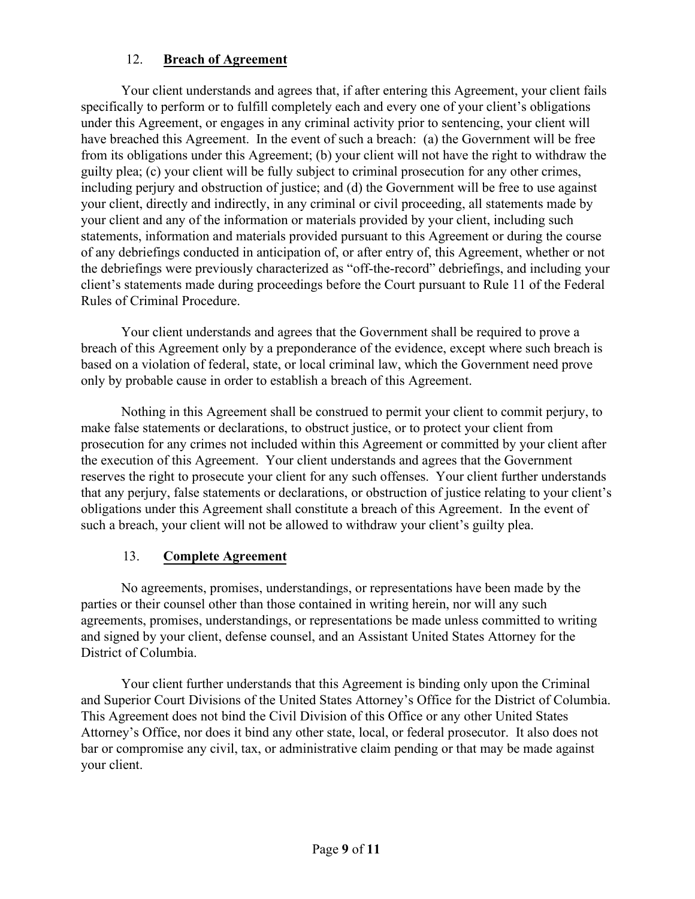## 12. **Breach of Agreement**

Your client understands and agrees that, if after entering this Agreement, your client fails specifically to perform or to fulfill completely each and every one of your client's obligations under this Agreement, or engages in any criminal activity prior to sentencing, your client will have breached this Agreement. In the event of such a breach: (a) the Government will be free from its obligations under this Agreement; (b) your client will not have the right to withdraw the guilty plea; (c) your client will be fully subject to criminal prosecution for any other crimes, including perjury and obstruction of justice; and (d) the Government will be free to use against your client, directly and indirectly, in any criminal or civil proceeding, all statements made by your client and any of the information or materials provided by your client, including such statements, information and materials provided pursuant to this Agreement or during the course of any debriefings conducted in anticipation of, or after entry of, this Agreement, whether or not the debriefings were previously characterized as "off-the-record" debriefings, and including your client's statements made during proceedings before the Court pursuant to Rule 11 of the Federal Rules of Criminal Procedure.

Your client understands and agrees that the Government shall be required to prove a breach of this Agreement only by a preponderance of the evidence, except where such breach is based on a violation of federal, state, or local criminal law, which the Government need prove only by probable cause in order to establish a breach of this Agreement.

Nothing in this Agreement shall be construed to permit your client to commit perjury, to make false statements or declarations, to obstruct justice, or to protect your client from prosecution for any crimes not included within this Agreement or committed by your client after the execution of this Agreement. Your client understands and agrees that the Government reserves the right to prosecute your client for any such offenses. Your client further understands that any perjury, false statements or declarations, or obstruction of justice relating to your client's obligations under this Agreement shall constitute a breach of this Agreement. In the event of such a breach, your client will not be allowed to withdraw your client's guilty plea.

## 13. **Complete Agreement**

No agreements, promises, understandings, or representations have been made by the parties or their counsel other than those contained in writing herein, nor will any such agreements, promises, understandings, or representations be made unless committed to writing and signed by your client, defense counsel, and an Assistant United States Attorney for the District of Columbia.

Your client further understands that this Agreement is binding only upon the Criminal and Superior Court Divisions of the United States Attorney's Office for the District of Columbia. This Agreement does not bind the Civil Division of this Office or any other United States Attorney's Office, nor does it bind any other state, local, or federal prosecutor. It also does not bar or compromise any civil, tax, or administrative claim pending or that may be made against your client.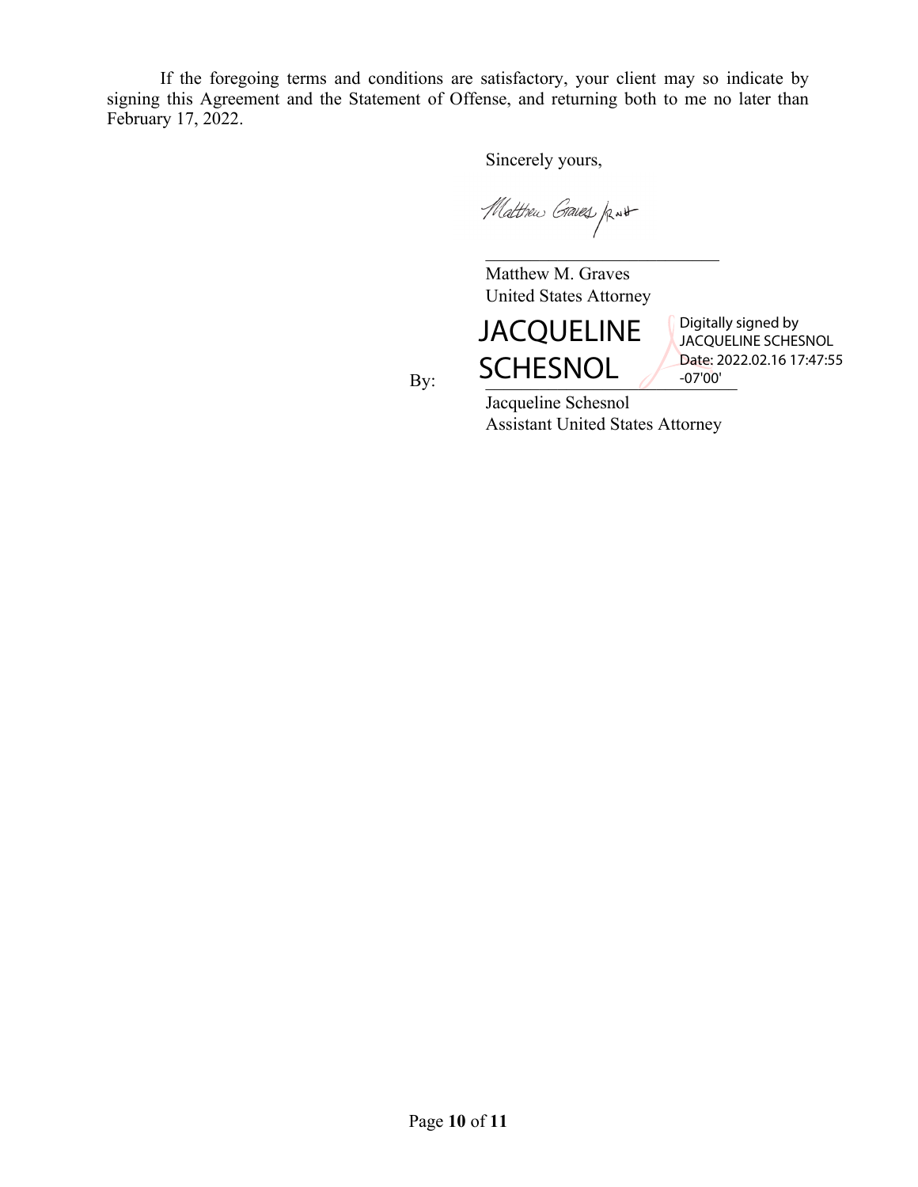If the foregoing terms and conditions are satisfactory, your client may so indicate by signing this Agreement and the Statement of Offense, and returning both to me no later than February 17, 2022.

Sincerely yours,

Matthew Graves /RNH

\_\_\_\_\_\_\_\_\_\_\_\_\_\_\_\_\_\_\_\_\_\_\_\_\_\_\_\_

Matthew M. Graves
United States Attorney

By: JACQUELINE SCHESNOL — Digitally signed by JACQUELINE SCHESNOL Date: 2022.02.16 17:47:55 -07'00'

\_\_\_\_\_\_\_\_\_\_\_\_\_\_\_\_\_\_\_\_\_\_\_\_\_\_\_\_

Jacqueline Schesnol
Assistant United States Attorney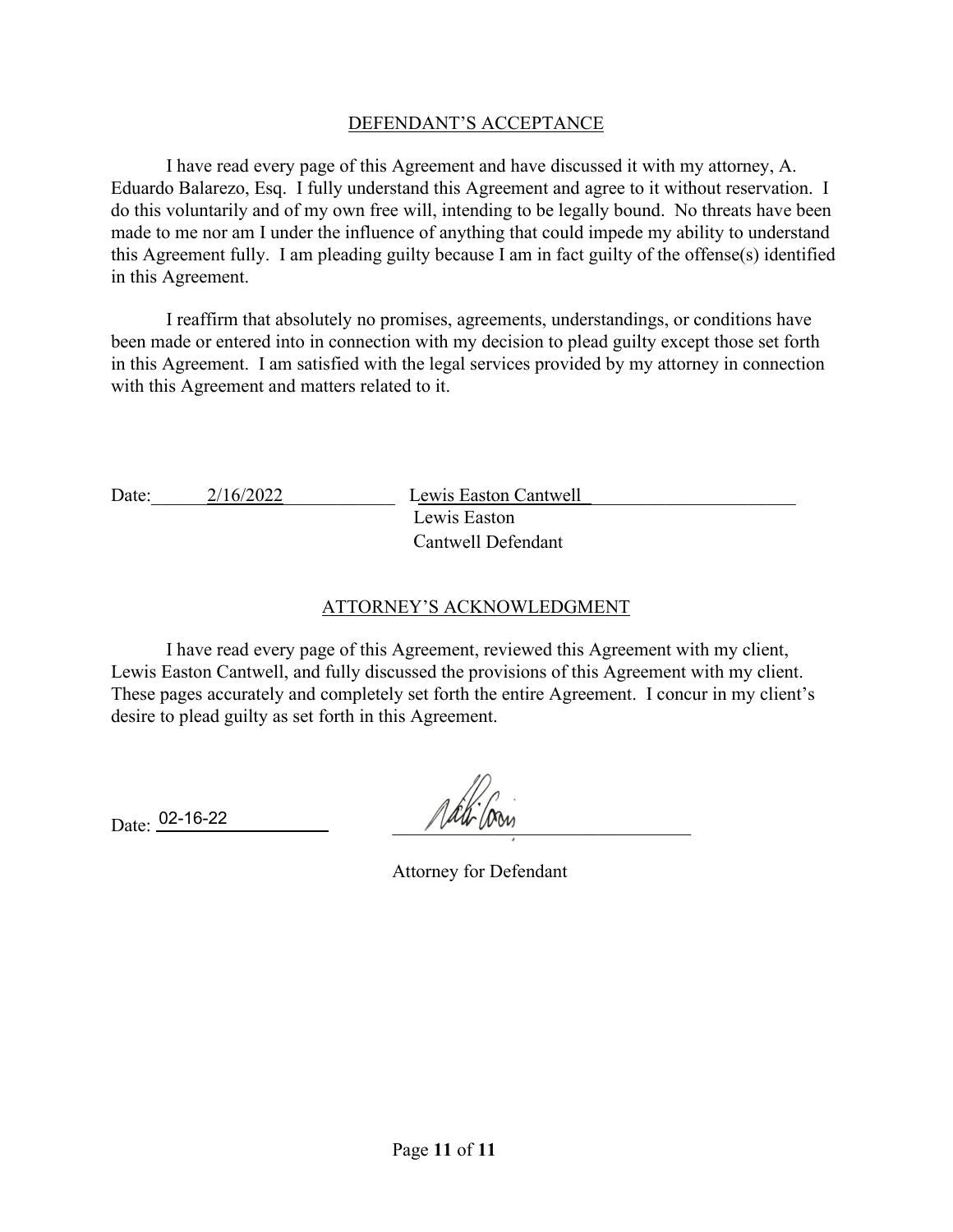## DEFENDANT'S ACCEPTANCE

I have read every page of this Agreement and have discussed it with my attorney, A. Eduardo Balarezo, Esq. I fully understand this Agreement and agree to it without reservation. I do this voluntarily and of my own free will, intending to be legally bound. No threats have been made to me nor am I under the influence of anything that could impede my ability to understand this Agreement fully. I am pleading guilty because I am in fact guilty of the offense(s) identified in this Agreement.

I reaffirm that absolutely no promises, agreements, understandings, or conditions have been made or entered into in connection with my decision to plead guilty except those set forth in this Agreement. I am satisfied with the legal services provided by my attorney in connection with this Agreement and matters related to it.

Date: 2/16/2022 Lewis Easton Cantwell

Lewis Easton Cantwell Defendant

## ATTORNEY'S ACKNOWLEDGMENT

I have read every page of this Agreement, reviewed this Agreement with my client, Lewis Easton Cantwell, and fully discussed the provisions of this Agreement with my client. These pages accurately and completely set forth the entire Agreement. I concur in my client's desire to plead guilty as set forth in this Agreement.

Date: 02-16-22

Attorney for Defendant